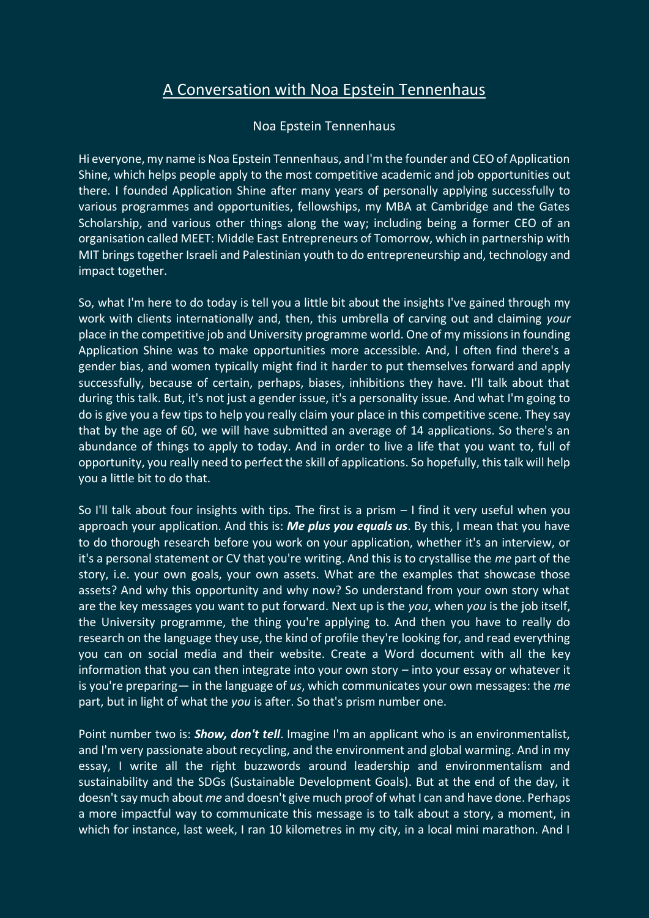# A Conversation with Noa Epstein Tennenhaus

Noa Epstein Tennenhaus

Hi everyone, my name is Noa Epstein Tennenhaus, and I'm the founder and CEO of Application Shine, which helps people apply to the most competitive academic and job opportunities out there. I founded Application Shine after many years of personally applying successfully to various programmes and opportunities, fellowships, my MBA at Cambridge and the Gates Scholarship, and various other things along the way; including being a former CEO of an organisation called MEET: Middle East Entrepreneurs of Tomorrow, which in partnership with MIT brings together Israeli and Palestinian youth to do entrepreneurship and, technology and impact together.

So, what I'm here to do today is tell you a little bit about the insights I've gained through my work with clients internationally and, then, this umbrella of carving out and claiming *your* place in the competitive job and University programme world. One of my missions in founding Application Shine was to make opportunities more accessible. And, I often find there's a gender bias, and women typically might find it harder to put themselves forward and apply successfully, because of certain, perhaps, biases, inhibitions they have. I'll talk about that during this talk. But, it's not just a gender issue, it's a personality issue. And what I'm going to do is give you a few tips to help you really claim your place in this competitive scene. They say that by the age of 60, we will have submitted an average of 14 applications. So there's an abundance of things to apply to today. And in order to live a life that you want to, full of opportunity, you really need to perfect the skill of applications. So hopefully, this talk will help you a little bit to do that.

So I'll talk about four insights with tips. The first is a prism – I find it very useful when you approach your application. And this is: ***Me plus you equals us***. By this, I mean that you have to do thorough research before you work on your application, whether it's an interview, or it's a personal statement or CV that you're writing. And this is to crystallise the *me* part of the story, i.e. your own goals, your own assets. What are the examples that showcase those assets? And why this opportunity and why now? So understand from your own story what are the key messages you want to put forward. Next up is the *you*, when *you* is the job itself, the University programme, the thing you're applying to. And then you have to really do research on the language they use, the kind of profile they're looking for, and read everything you can on social media and their website. Create a Word document with all the key information that you can then integrate into your own story – into your essay or whatever it is you're preparing— in the language of *us*, which communicates your own messages: the *me* part, but in light of what the *you* is after. So that's prism number one.

Point number two is: ***Show, don't tell***. Imagine I'm an applicant who is an environmentalist, and I'm very passionate about recycling, and the environment and global warming. And in my essay, I write all the right buzzwords around leadership and environmentalism and sustainability and the SDGs (Sustainable Development Goals). But at the end of the day, it doesn't say much about *me* and doesn't give much proof of what I can and have done. Perhaps a more impactful way to communicate this message is to talk about a story, a moment, in which for instance, last week, I ran 10 kilometres in my city, in a local mini marathon. And I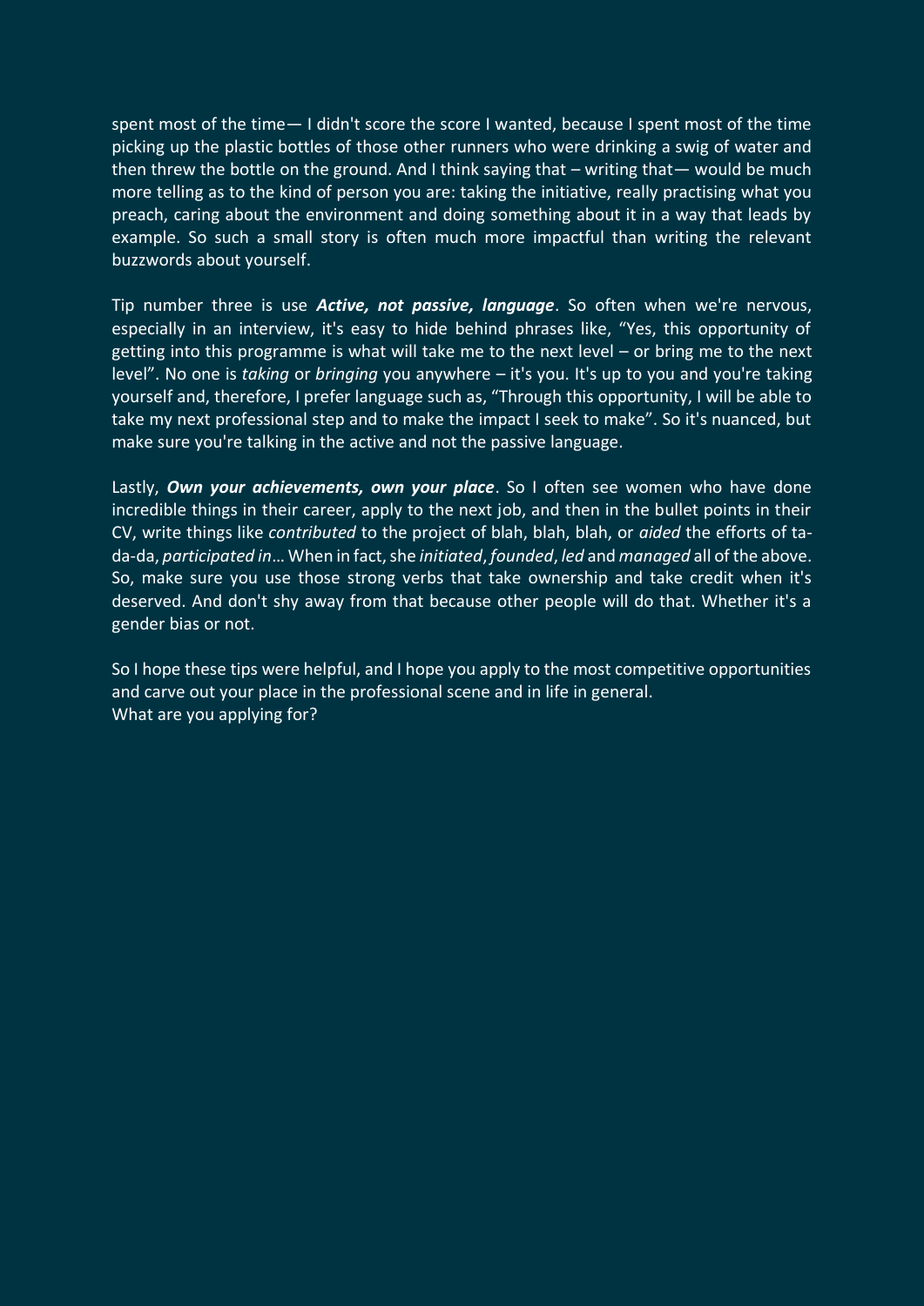spent most of the time— I didn't score the score I wanted, because I spent most of the time picking up the plastic bottles of those other runners who were drinking a swig of water and then threw the bottle on the ground. And I think saying that – writing that— would be much more telling as to the kind of person you are: taking the initiative, really practising what you preach, caring about the environment and doing something about it in a way that leads by example. So such a small story is often much more impactful than writing the relevant buzzwords about yourself.

Tip number three is use ***Active, not passive, language***. So often when we're nervous, especially in an interview, it's easy to hide behind phrases like, "Yes, this opportunity of getting into this programme is what will take me to the next level – or bring me to the next level". No one is *taking* or *bringing* you anywhere – it's you. It's up to you and you're taking yourself and, therefore, I prefer language such as, "Through this opportunity, I will be able to take my next professional step and to make the impact I seek to make". So it's nuanced, but make sure you're talking in the active and not the passive language.

Lastly, ***Own your achievements, own your place***. So I often see women who have done incredible things in their career, apply to the next job, and then in the bullet points in their CV, write things like *contributed* to the project of blah, blah, blah, or *aided* the efforts of ta-da-da, *participated in*… When in fact, she *initiated*, *founded*, *led* and *managed* all of the above. So, make sure you use those strong verbs that take ownership and take credit when it's deserved. And don't shy away from that because other people will do that. Whether it's a gender bias or not.

So I hope these tips were helpful, and I hope you apply to the most competitive opportunities and carve out your place in the professional scene and in life in general.
What are you applying for?